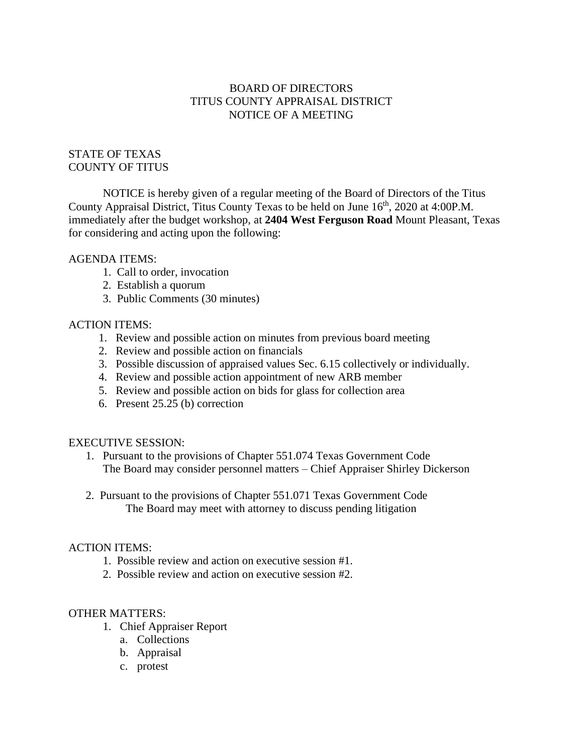# BOARD OF DIRECTORS
# TITUS COUNTY APPRAISAL DISTRICT
# NOTICE OF A MEETING

STATE OF TEXAS
COUNTY OF TITUS

NOTICE is hereby given of a regular meeting of the Board of Directors of the Titus County Appraisal District, Titus County Texas to be held on June 16th, 2020 at 4:00P.M. immediately after the budget workshop, at **2404 West Ferguson Road** Mount Pleasant, Texas for considering and acting upon the following:

AGENDA ITEMS:

1. Call to order, invocation
2. Establish a quorum
3. Public Comments (30 minutes)

ACTION ITEMS:

1. Review and possible action on minutes from previous board meeting
2. Review and possible action on financials
3. Possible discussion of appraised values Sec. 6.15 collectively or individually.
4. Review and possible action appointment of new ARB member
5. Review and possible action on bids for glass for collection area
6. Present 25.25 (b) correction

EXECUTIVE SESSION:

1. Pursuant to the provisions of Chapter 551.074 Texas Government Code
   The Board may consider personnel matters – Chief Appraiser Shirley Dickerson

2. Pursuant to the provisions of Chapter 551.071 Texas Government Code
   The Board may meet with attorney to discuss pending litigation

ACTION ITEMS:

1. Possible review and action on executive session #1.
2. Possible review and action on executive session #2.

OTHER MATTERS:

1. Chief Appraiser Report
   a. Collections
   b. Appraisal
   c. protest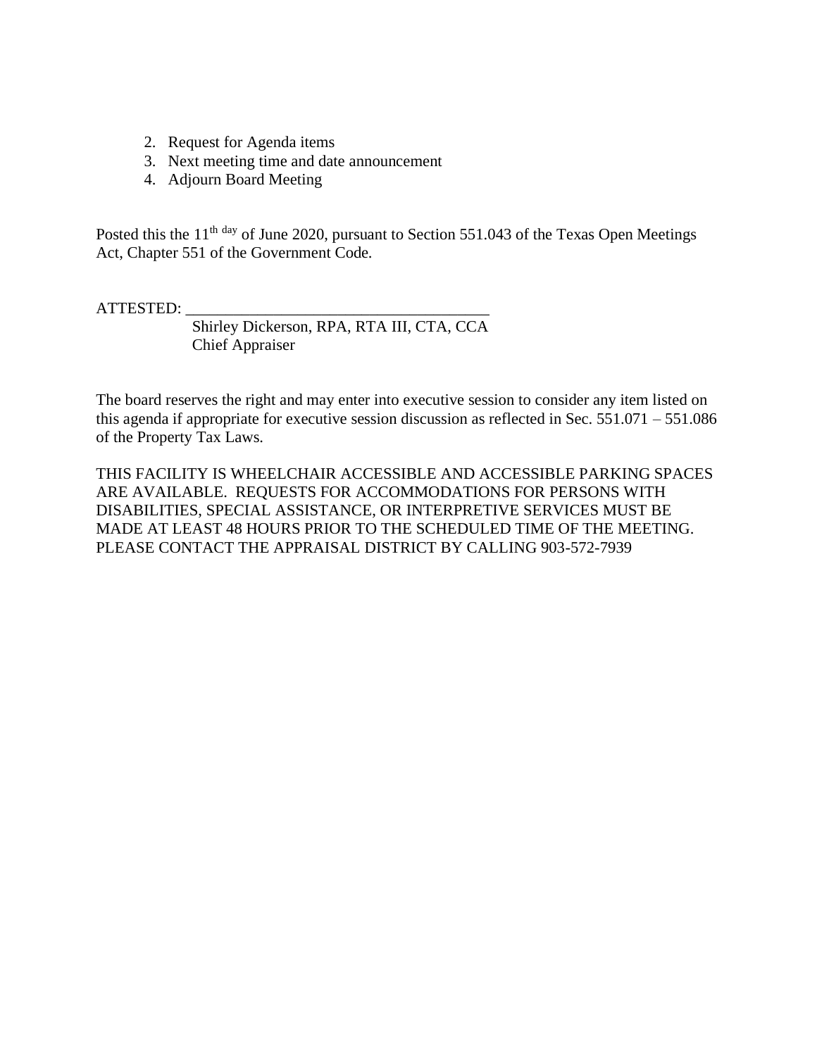2. Request for Agenda items
3. Next meeting time and date announcement
4. Adjourn Board Meeting

Posted this the 11th day of June 2020, pursuant to Section 551.043 of the Texas Open Meetings Act, Chapter 551 of the Government Code.

ATTESTED: ______________________________________
Shirley Dickerson, RPA, RTA III, CTA, CCA
Chief Appraiser

The board reserves the right and may enter into executive session to consider any item listed on this agenda if appropriate for executive session discussion as reflected in Sec. 551.071 – 551.086 of the Property Tax Laws.

THIS FACILITY IS WHEELCHAIR ACCESSIBLE AND ACCESSIBLE PARKING SPACES ARE AVAILABLE. REQUESTS FOR ACCOMMODATIONS FOR PERSONS WITH DISABILITIES, SPECIAL ASSISTANCE, OR INTERPRETIVE SERVICES MUST BE MADE AT LEAST 48 HOURS PRIOR TO THE SCHEDULED TIME OF THE MEETING. PLEASE CONTACT THE APPRAISAL DISTRICT BY CALLING 903-572-7939